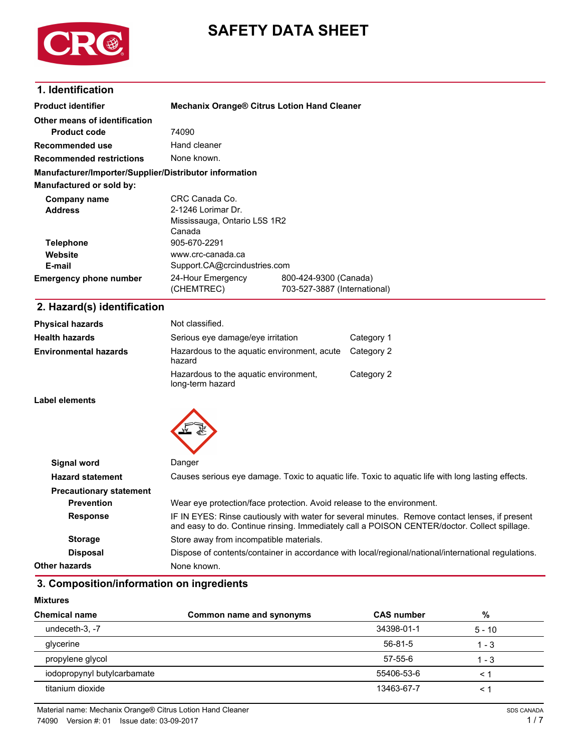# SAFETY DATA SHEET

## 1. Identification

**Product identifier** Mechanix Orange® Citrus Lotion Hand Cleaner

**Other means of identification**

**Product code** 74090

**Recommended use** Hand cleaner

**Recommended restrictions** None known.

**Manufacturer/Importer/Supplier/Distributor information**

**Manufactured or sold by:**

**Company name** CRC Canada Co.

**Address** 2-1246 Lorimar Dr.
Mississauga, Ontario L5S 1R2
Canada

**Telephone** 905-670-2291

**Website** www.crc-canada.ca

**E-mail** Support.CA@crcindustries.com

**Emergency phone number** 24-Hour Emergency (CHEMTREC) 800-424-9300 (Canada)
703-527-3887 (International)

## 2. Hazard(s) identification

| | | |
|---|---|---|
| **Physical hazards** | Not classified. | |
| **Health hazards** | Serious eye damage/eye irritation | Category 1 |
| **Environmental hazards** | Hazardous to the aquatic environment, acute hazard | Category 2 |
| | Hazardous to the aquatic environment, long-term hazard | Category 2 |

**Label elements**

**Signal word** Danger

**Hazard statement** Causes serious eye damage. Toxic to aquatic life. Toxic to aquatic life with long lasting effects.

**Precautionary statement**

**Prevention** Wear eye protection/face protection. Avoid release to the environment.

**Response** IF IN EYES: Rinse cautiously with water for several minutes. Remove contact lenses, if present and easy to do. Continue rinsing. Immediately call a POISON CENTER/doctor. Collect spillage.

**Storage** Store away from incompatible materials.

**Disposal** Dispose of contents/container in accordance with local/regional/national/international regulations.

**Other hazards** None known.

## 3. Composition/information on ingredients

**Mixtures**

| Chemical name | Common name and synonyms | CAS number | % |
|---|---|---|---|
| undeceth-3, -7 | | 34398-01-1 | 5 - 10 |
| glycerine | | 56-81-5 | 1 - 3 |
| propylene glycol | | 57-55-6 | 1 - 3 |
| iodopropynyl butylcarbamate | | 55406-53-6 | < 1 |
| titanium dioxide | | 13463-67-7 | < 1 |

Material name: Mechanix Orange® Citrus Lotion Hand Cleaner
74090 Version #: 01 Issue date: 03-09-2017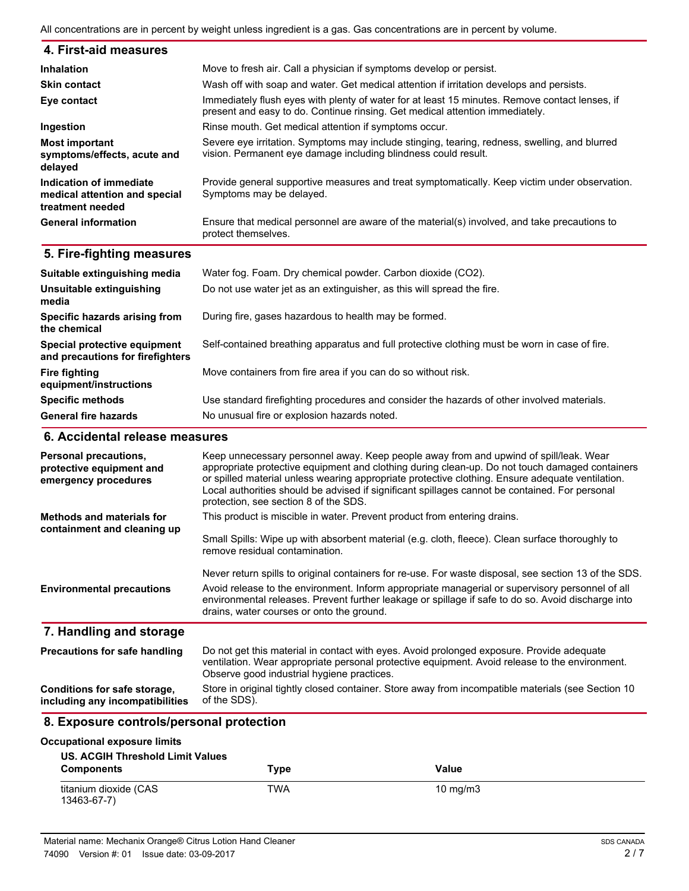All concentrations are in percent by weight unless ingredient is a gas. Gas concentrations are in percent by volume.

## 4. First-aid measures

| | |
|---|---|
| **Inhalation** | Move to fresh air. Call a physician if symptoms develop or persist. |
| **Skin contact** | Wash off with soap and water. Get medical attention if irritation develops and persists. |
| **Eye contact** | Immediately flush eyes with plenty of water for at least 15 minutes. Remove contact lenses, if present and easy to do. Continue rinsing. Get medical attention immediately. |
| **Ingestion** | Rinse mouth. Get medical attention if symptoms occur. |
| **Most important symptoms/effects, acute and delayed** | Severe eye irritation. Symptoms may include stinging, tearing, redness, swelling, and blurred vision. Permanent eye damage including blindness could result. |
| **Indication of immediate medical attention and special treatment needed** | Provide general supportive measures and treat symptomatically. Keep victim under observation. Symptoms may be delayed. |
| **General information** | Ensure that medical personnel are aware of the material(s) involved, and take precautions to protect themselves. |

## 5. Fire-fighting measures

| | |
|---|---|
| **Suitable extinguishing media** | Water fog. Foam. Dry chemical powder. Carbon dioxide ($CO_2$). |
| **Unsuitable extinguishing media** | Do not use water jet as an extinguisher, as this will spread the fire. |
| **Specific hazards arising from the chemical** | During fire, gases hazardous to health may be formed. |
| **Special protective equipment and precautions for firefighters** | Self-contained breathing apparatus and full protective clothing must be worn in case of fire. |
| **Fire fighting equipment/instructions** | Move containers from fire area if you can do so without risk. |
| **Specific methods** | Use standard firefighting procedures and consider the hazards of other involved materials. |
| **General fire hazards** | No unusual fire or explosion hazards noted. |

## 6. Accidental release measures

| | |
|---|---|
| **Personal precautions, protective equipment and emergency procedures** | Keep unnecessary personnel away. Keep people away from and upwind of spill/leak. Wear appropriate protective equipment and clothing during clean-up. Do not touch damaged containers or spilled material unless wearing appropriate protective clothing. Ensure adequate ventilation. Local authorities should be advised if significant spillages cannot be contained. For personal protection, see section 8 of the SDS. |
| **Methods and materials for containment and cleaning up** | This product is miscible in water. Prevent product from entering drains.<br><br>Small Spills: Wipe up with absorbent material (e.g. cloth, fleece). Clean surface thoroughly to remove residual contamination.<br><br>Never return spills to original containers for re-use. For waste disposal, see section 13 of the SDS. |
| **Environmental precautions** | Avoid release to the environment. Inform appropriate managerial or supervisory personnel of all environmental releases. Prevent further leakage or spillage if safe to do so. Avoid discharge into drains, water courses or onto the ground. |

## 7. Handling and storage

| | |
|---|---|
| **Precautions for safe handling** | Do not get this material in contact with eyes. Avoid prolonged exposure. Provide adequate ventilation. Wear appropriate personal protective equipment. Avoid release to the environment. Observe good industrial hygiene practices. |
| **Conditions for safe storage, including any incompatibilities** | Store in original tightly closed container. Store away from incompatible materials (see Section 10 of the SDS). |

## 8. Exposure controls/personal protection

**Occupational exposure limits**

**US. ACGIH Threshold Limit Values**

| Components | Type | Value |
|---|---|---|
| titanium dioxide (CAS 13463-67-7) | TWA | 10 mg/m3 |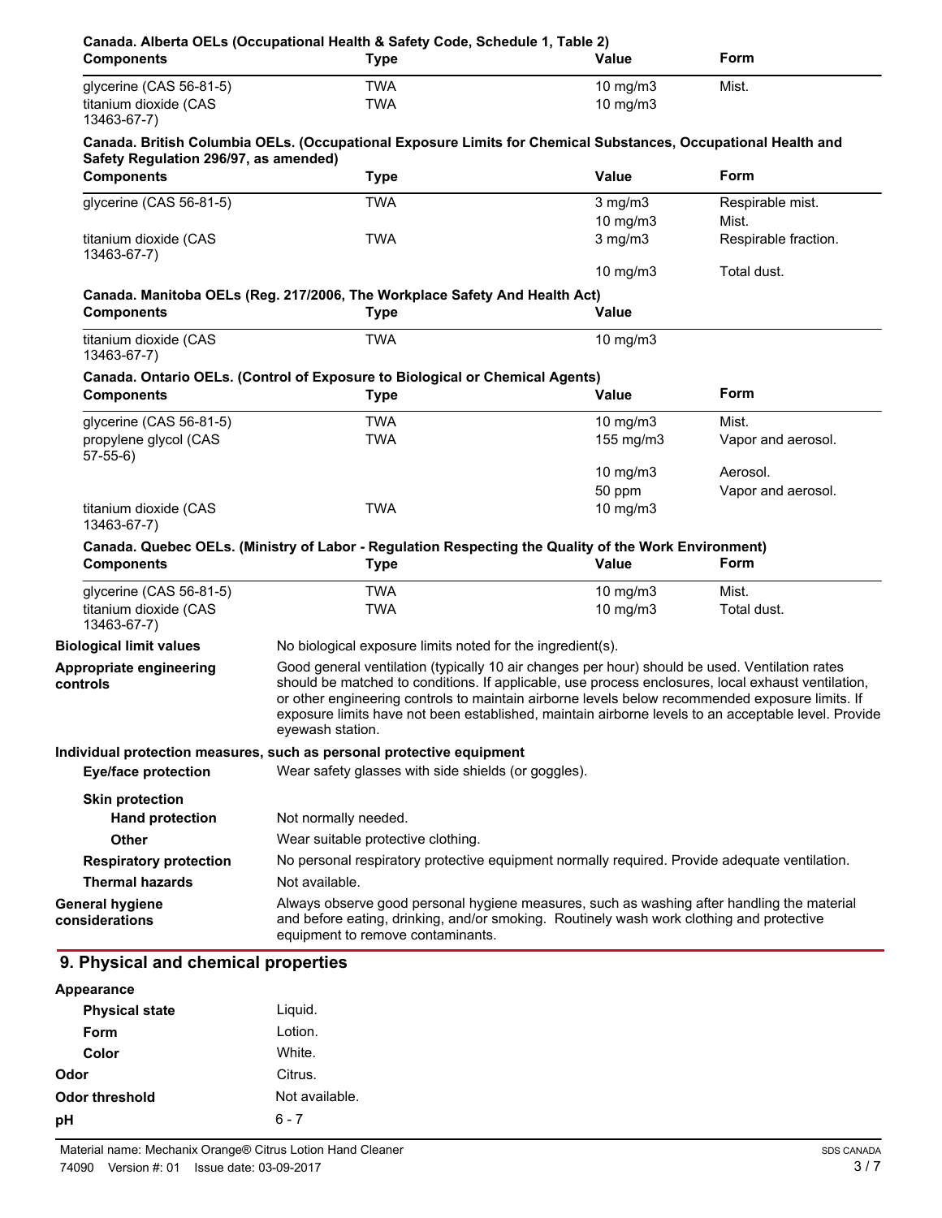**Canada. Alberta OELs (Occupational Health & Safety Code, Schedule 1, Table 2)**

| Components | Type | Value | Form |
|---|---|---|---|
| glycerine (CAS 56-81-5) | TWA | 10 mg/m3 | Mist. |
| titanium dioxide (CAS 13463-67-7) | TWA | 10 mg/m3 | |

**Canada. British Columbia OELs. (Occupational Exposure Limits for Chemical Substances, Occupational Health and Safety Regulation 296/97, as amended)**

| Components | Type | Value | Form |
|---|---|---|---|
| glycerine (CAS 56-81-5) | TWA | 3 mg/m3 | Respirable mist. |
| | | 10 mg/m3 | Mist. |
| titanium dioxide (CAS 13463-67-7) | TWA | 3 mg/m3 | Respirable fraction. |
| | | 10 mg/m3 | Total dust. |

**Canada. Manitoba OELs (Reg. 217/2006, The Workplace Safety And Health Act)**

| Components | Type | Value |
|---|---|---|
| titanium dioxide (CAS 13463-67-7) | TWA | 10 mg/m3 |

**Canada. Ontario OELs. (Control of Exposure to Biological or Chemical Agents)**

| Components | Type | Value | Form |
|---|---|---|---|
| glycerine (CAS 56-81-5) | TWA | 10 mg/m3 | Mist. |
| propylene glycol (CAS 57-55-6) | TWA | 155 mg/m3 | Vapor and aerosol. |
| | | 10 mg/m3 | Aerosol. |
| | | 50 ppm | Vapor and aerosol. |
| titanium dioxide (CAS 13463-67-7) | TWA | 10 mg/m3 | |

**Canada. Quebec OELs. (Ministry of Labor - Regulation Respecting the Quality of the Work Environment)**

| Components | Type | Value | Form |
|---|---|---|---|
| glycerine (CAS 56-81-5) | TWA | 10 mg/m3 | Mist. |
| titanium dioxide (CAS 13463-67-7) | TWA | 10 mg/m3 | Total dust. |

**Biological limit values** No biological exposure limits noted for the ingredient(s).

**Appropriate engineering controls** Good general ventilation (typically 10 air changes per hour) should be used. Ventilation rates should be matched to conditions. If applicable, use process enclosures, local exhaust ventilation, or other engineering controls to maintain airborne levels below recommended exposure limits. If exposure limits have not been established, maintain airborne levels to an acceptable level. Provide eyewash station.

**Individual protection measures, such as personal protective equipment**

**Eye/face protection** Wear safety glasses with side shields (or goggles).

**Skin protection**

**Hand protection** Not normally needed.

**Other** Wear suitable protective clothing.

**Respiratory protection** No personal respiratory protective equipment normally required. Provide adequate ventilation.

**Thermal hazards** Not available.

**General hygiene considerations** Always observe good personal hygiene measures, such as washing after handling the material and before eating, drinking, and/or smoking. Routinely wash work clothing and protective equipment to remove contaminants.

## 9. Physical and chemical properties

**Appearance**

**Physical state** Liquid.

**Form** Lotion.

**Color** White.

**Odor** Citrus.

**Odor threshold** Not available.

**pH** 6 - 7

Material name: Mechanix Orange® Citrus Lotion Hand Cleaner
74090 Version #: 01 Issue date: 03-09-2017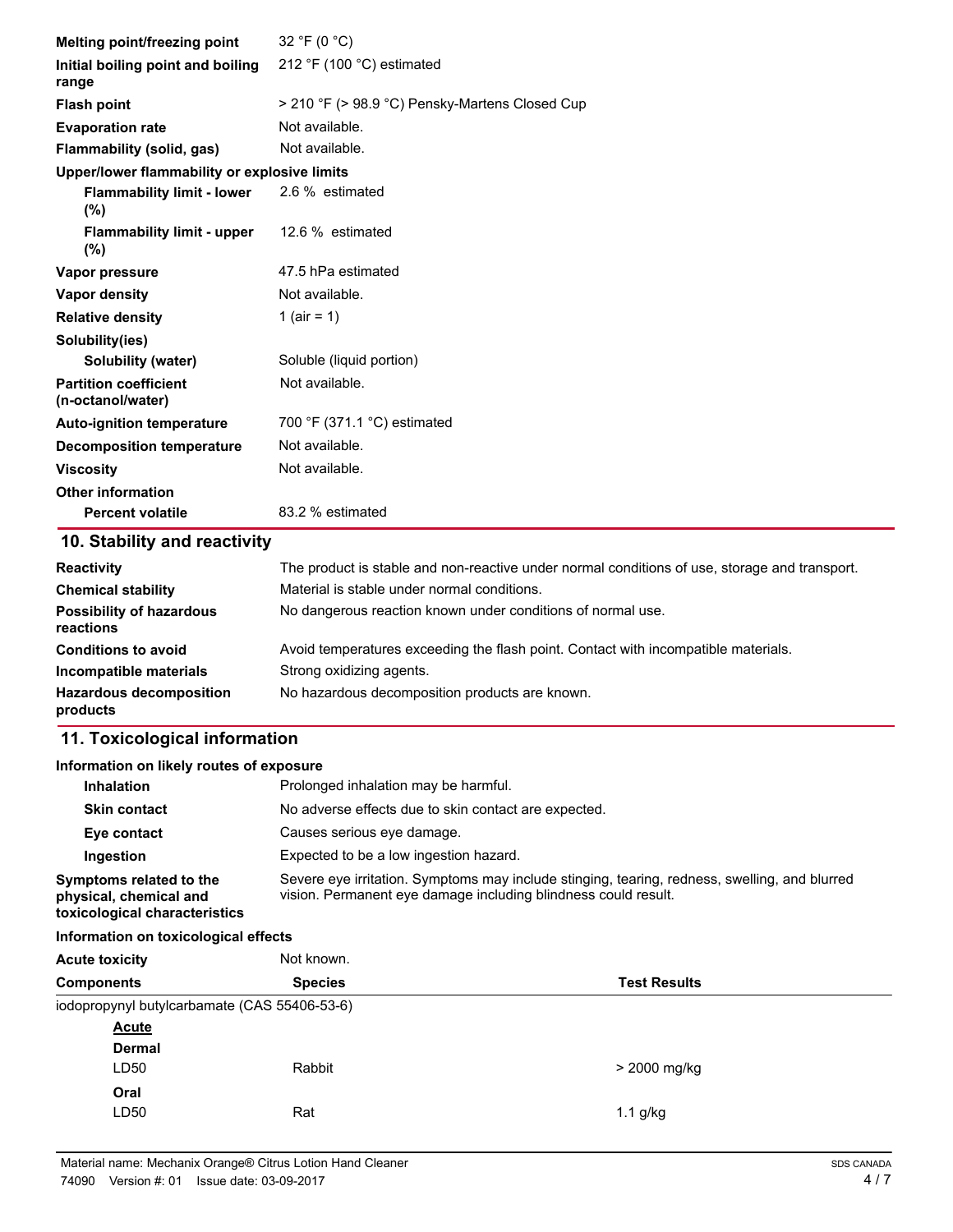| | |
|---|---|
| **Melting point/freezing point** | 32 °F (0 °C) |
| **Initial boiling point and boiling range** | 212 °F (100 °C) estimated |
| **Flash point** | > 210 °F (> 98.9 °C) Pensky-Martens Closed Cup |
| **Evaporation rate** | Not available. |
| **Flammability (solid, gas)** | Not available. |
| **Upper/lower flammability or explosive limits** | |
| **Flammability limit - lower (%)** | 2.6 % estimated |
| **Flammability limit - upper (%)** | 12.6 % estimated |
| **Vapor pressure** | 47.5 hPa estimated |
| **Vapor density** | Not available. |
| **Relative density** | 1 (air = 1) |
| **Solubility(ies)** | |
| **Solubility (water)** | Soluble (liquid portion) |
| **Partition coefficient (n-octanol/water)** | Not available. |
| **Auto-ignition temperature** | 700 °F (371.1 °C) estimated |
| **Decomposition temperature** | Not available. |
| **Viscosity** | Not available. |
| **Other information** | |
| **Percent volatile** | 83.2 % estimated |

## 10. Stability and reactivity

| | |
|---|---|
| **Reactivity** | The product is stable and non-reactive under normal conditions of use, storage and transport. |
| **Chemical stability** | Material is stable under normal conditions. |
| **Possibility of hazardous reactions** | No dangerous reaction known under conditions of normal use. |
| **Conditions to avoid** | Avoid temperatures exceeding the flash point. Contact with incompatible materials. |
| **Incompatible materials** | Strong oxidizing agents. |
| **Hazardous decomposition products** | No hazardous decomposition products are known. |

## 11. Toxicological information

**Information on likely routes of exposure**

| | |
|---|---|
| **Inhalation** | Prolonged inhalation may be harmful. |
| **Skin contact** | No adverse effects due to skin contact are expected. |
| **Eye contact** | Causes serious eye damage. |
| **Ingestion** | Expected to be a low ingestion hazard. |
| **Symptoms related to the physical, chemical and toxicological characteristics** | Severe eye irritation. Symptoms may include stinging, tearing, redness, swelling, and blurred vision. Permanent eye damage including blindness could result. |

**Information on toxicological effects**

**Acute toxicity** Not known.

| Components | Species | Test Results |
|---|---|---|
| iodopropynyl butylcarbamate (CAS 55406-53-6) | | |
| Acute | | |
| Dermal | | |
| LD50 | Rabbit | > 2000 mg/kg |
| Oral | | |
| LD50 | Rat | 1.1 g/kg |

Material name: Mechanix Orange® Citrus Lotion Hand Cleaner
74090 Version #: 01 Issue date: 03-09-2017
SDS CANADA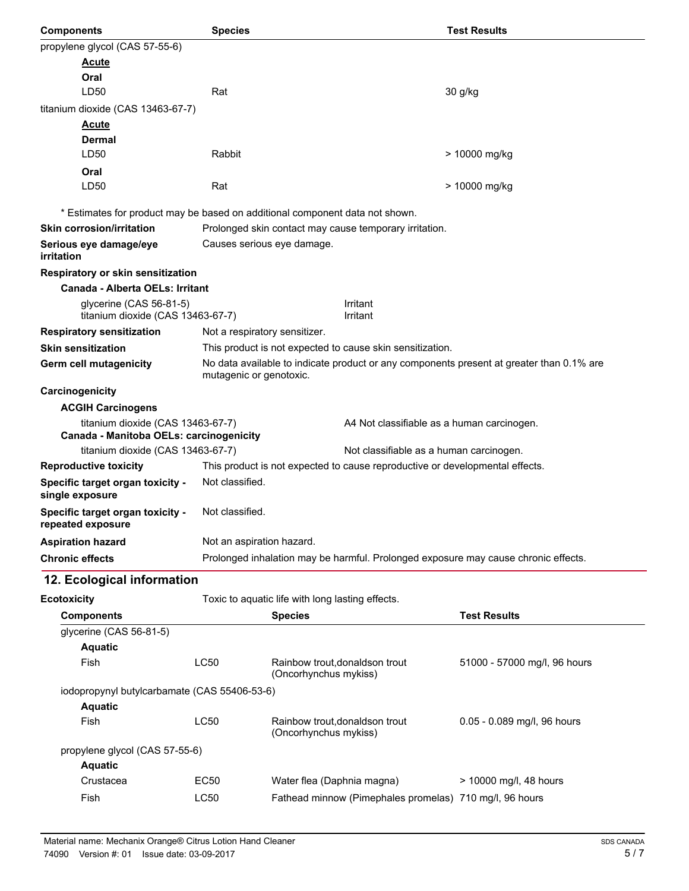| Components | Species | Test Results |
|---|---|---|
| propylene glycol (CAS 57-55-6) | | |
| **Acute** | | |
| **Oral** | | |
| LD50 | Rat | 30 g/kg |
| titanium dioxide (CAS 13463-67-7) | | |
| **Acute** | | |
| **Dermal** | | |
| LD50 | Rabbit | > 10000 mg/kg |
| **Oral** | | |
| LD50 | Rat | > 10000 mg/kg |

\* Estimates for product may be based on additional component data not shown.

**Skin corrosion/irritation** Prolonged skin contact may cause temporary irritation.

**Serious eye damage/eye irritation** Causes serious eye damage.

**Respiratory or skin sensitization**

**Canada - Alberta OELs: Irritant**

| | |
|---|---|
| glycerine (CAS 56-81-5) | Irritant |
| titanium dioxide (CAS 13463-67-7) | Irritant |

**Respiratory sensitization** Not a respiratory sensitizer.

**Skin sensitization** This product is not expected to cause skin sensitization.

**Germ cell mutagenicity** No data available to indicate product or any components present at greater than 0.1% are mutagenic or genotoxic.

**Carcinogenicity**

**ACGIH Carcinogens**

| | |
|---|---|
| titanium dioxide (CAS 13463-67-7) | A4 Not classifiable as a human carcinogen. |

**Canada - Manitoba OELs: carcinogenicity**

| | |
|---|---|
| titanium dioxide (CAS 13463-67-7) | Not classifiable as a human carcinogen. |

**Reproductive toxicity** This product is not expected to cause reproductive or developmental effects.

**Specific target organ toxicity - single exposure** Not classified.

**Specific target organ toxicity - repeated exposure** Not classified.

**Aspiration hazard** Not an aspiration hazard.

**Chronic effects** Prolonged inhalation may be harmful. Prolonged exposure may cause chronic effects.

## 12. Ecological information

**Ecotoxicity** Toxic to aquatic life with long lasting effects.

| Components | | Species | Test Results |
|---|---|---|---|
| glycerine (CAS 56-81-5) | | | |
| **Aquatic** | | | |
| Fish | LC50 | Rainbow trout,donaldson trout (Oncorhynchus mykiss) | 51000 - 57000 mg/l, 96 hours |
| iodopropynyl butylcarbamate (CAS 55406-53-6) | | | |
| **Aquatic** | | | |
| Fish | LC50 | Rainbow trout,donaldson trout (Oncorhynchus mykiss) | 0.05 - 0.089 mg/l, 96 hours |
| propylene glycol (CAS 57-55-6) | | | |
| **Aquatic** | | | |
| Crustacea | EC50 | Water flea (Daphnia magna) | > 10000 mg/l, 48 hours |
| Fish | LC50 | Fathead minnow (Pimephales promelas) | 710 mg/l, 96 hours |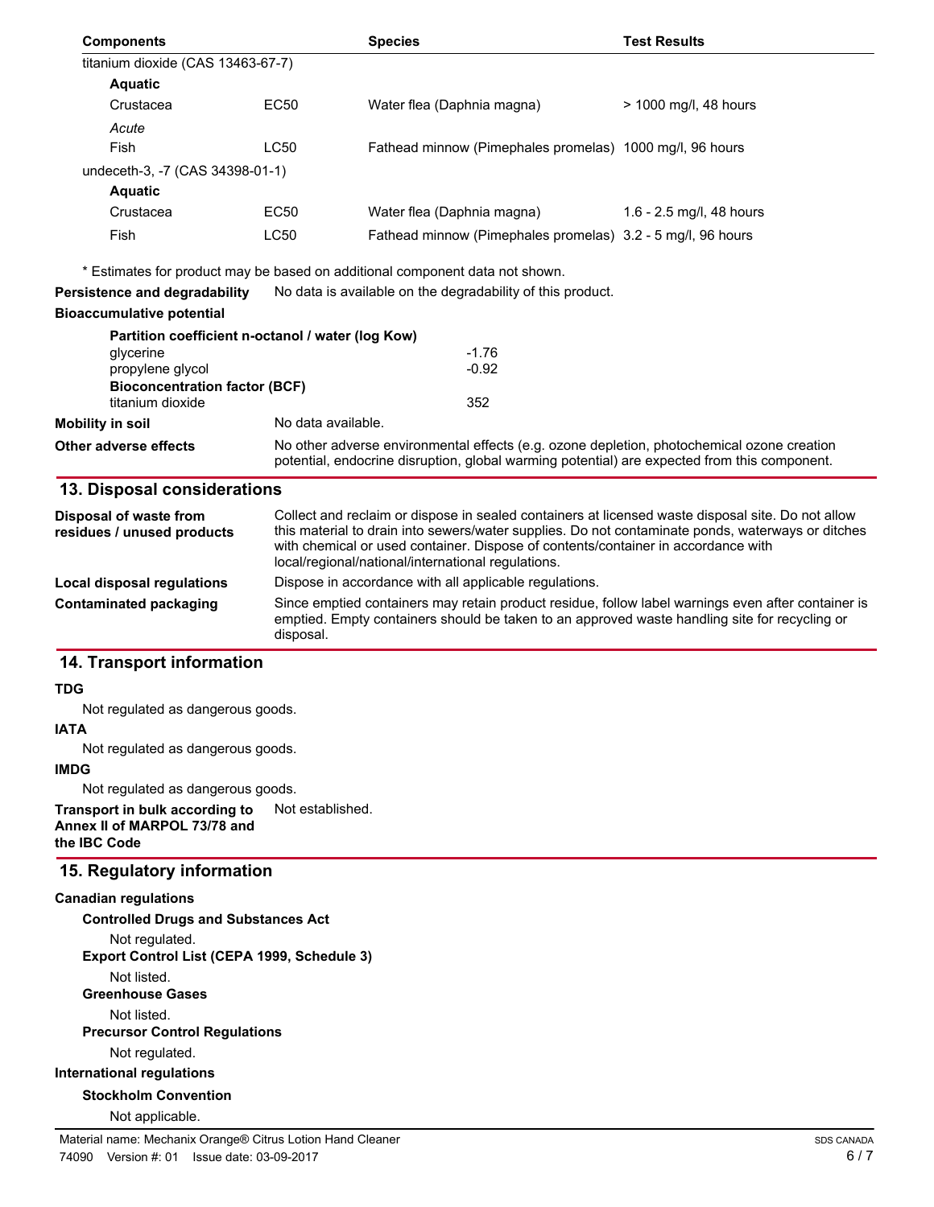| Components | | Species | Test Results |
|---|---|---|---|
| titanium dioxide (CAS 13463-67-7) | | | |
| **Aquatic** | | | |
| Crustacea | EC50 | Water flea (Daphnia magna) | > 1000 mg/l, 48 hours |
| *Acute* | | | |
| Fish | LC50 | Fathead minnow (Pimephales promelas) | 1000 mg/l, 96 hours |
| undeceth-3, -7 (CAS 34398-01-1) | | | |
| **Aquatic** | | | |
| Crustacea | EC50 | Water flea (Daphnia magna) | 1.6 - 2.5 mg/l, 48 hours |
| Fish | LC50 | Fathead minnow (Pimephales promelas) | 3.2 - 5 mg/l, 96 hours |

\* Estimates for product may be based on additional component data not shown.

**Persistence and degradability** No data is available on the degradability of this product.

**Bioaccumulative potential**

**Partition coefficient n-octanol / water (log Kow)**

| | |
|---|---|
| glycerine | -1.76 |
| propylene glycol | -0.92 |

**Bioconcentration factor (BCF)**

| | |
|---|---|
| titanium dioxide | 352 |

**Mobility in soil** No data available.

**Other adverse effects** No other adverse environmental effects (e.g. ozone depletion, photochemical ozone creation potential, endocrine disruption, global warming potential) are expected from this component.

## 13. Disposal considerations

**Disposal of waste from residues / unused products** Collect and reclaim or dispose in sealed containers at licensed waste disposal site. Do not allow this material to drain into sewers/water supplies. Do not contaminate ponds, waterways or ditches with chemical or used container. Dispose of contents/container in accordance with local/regional/national/international regulations.

**Local disposal regulations** Dispose in accordance with all applicable regulations.

**Contaminated packaging** Since emptied containers may retain product residue, follow label warnings even after container is emptied. Empty containers should be taken to an approved waste handling site for recycling or disposal.

## 14. Transport information

**TDG**

Not regulated as dangerous goods.

**IATA**

Not regulated as dangerous goods.

**IMDG**

Not regulated as dangerous goods.

**Transport in bulk according to Annex II of MARPOL 73/78 and the IBC Code** Not established.

## 15. Regulatory information

**Canadian regulations**

**Controlled Drugs and Substances Act**

Not regulated.

**Export Control List (CEPA 1999, Schedule 3)**

Not listed.

**Greenhouse Gases**

Not listed.

**Precursor Control Regulations**

Not regulated.

**International regulations**

**Stockholm Convention**

Not applicable.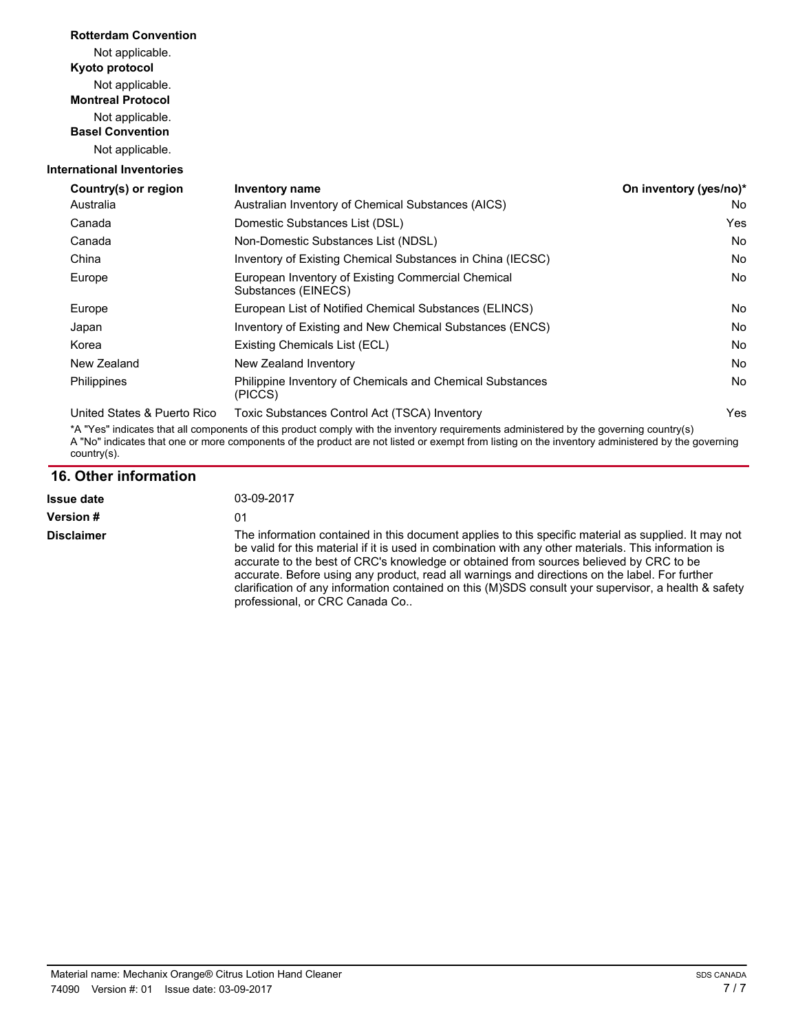**Rotterdam Convention**

Not applicable.

**Kyoto protocol**

Not applicable.

**Montreal Protocol**

Not applicable.

**Basel Convention**

Not applicable.

**International Inventories**

| Country(s) or region | Inventory name | On inventory (yes/no)* |
| --- | --- | --- |
| Australia | Australian Inventory of Chemical Substances (AICS) | No |
| Canada | Domestic Substances List (DSL) | Yes |
| Canada | Non-Domestic Substances List (NDSL) | No |
| China | Inventory of Existing Chemical Substances in China (IECSC) | No |
| Europe | European Inventory of Existing Commercial Chemical Substances (EINECS) | No |
| Europe | European List of Notified Chemical Substances (ELINCS) | No |
| Japan | Inventory of Existing and New Chemical Substances (ENCS) | No |
| Korea | Existing Chemicals List (ECL) | No |
| New Zealand | New Zealand Inventory | No |
| Philippines | Philippine Inventory of Chemicals and Chemical Substances (PICCS) | No |
| United States & Puerto Rico | Toxic Substances Control Act (TSCA) Inventory | Yes |

*A "Yes" indicates that all components of this product comply with the inventory requirements administered by the governing country(s)
A "No" indicates that one or more components of the product are not listed or exempt from listing on the inventory administered by the governing country(s).

## 16. Other information

**Issue date** 03-09-2017

**Version #** 01

**Disclaimer** The information contained in this document applies to this specific material as supplied. It may not be valid for this material if it is used in combination with any other materials. This information is accurate to the best of CRC's knowledge or obtained from sources believed by CRC to be accurate. Before using any product, read all warnings and directions on the label. For further clarification of any information contained on this (M)SDS consult your supervisor, a health & safety professional, or CRC Canada Co..